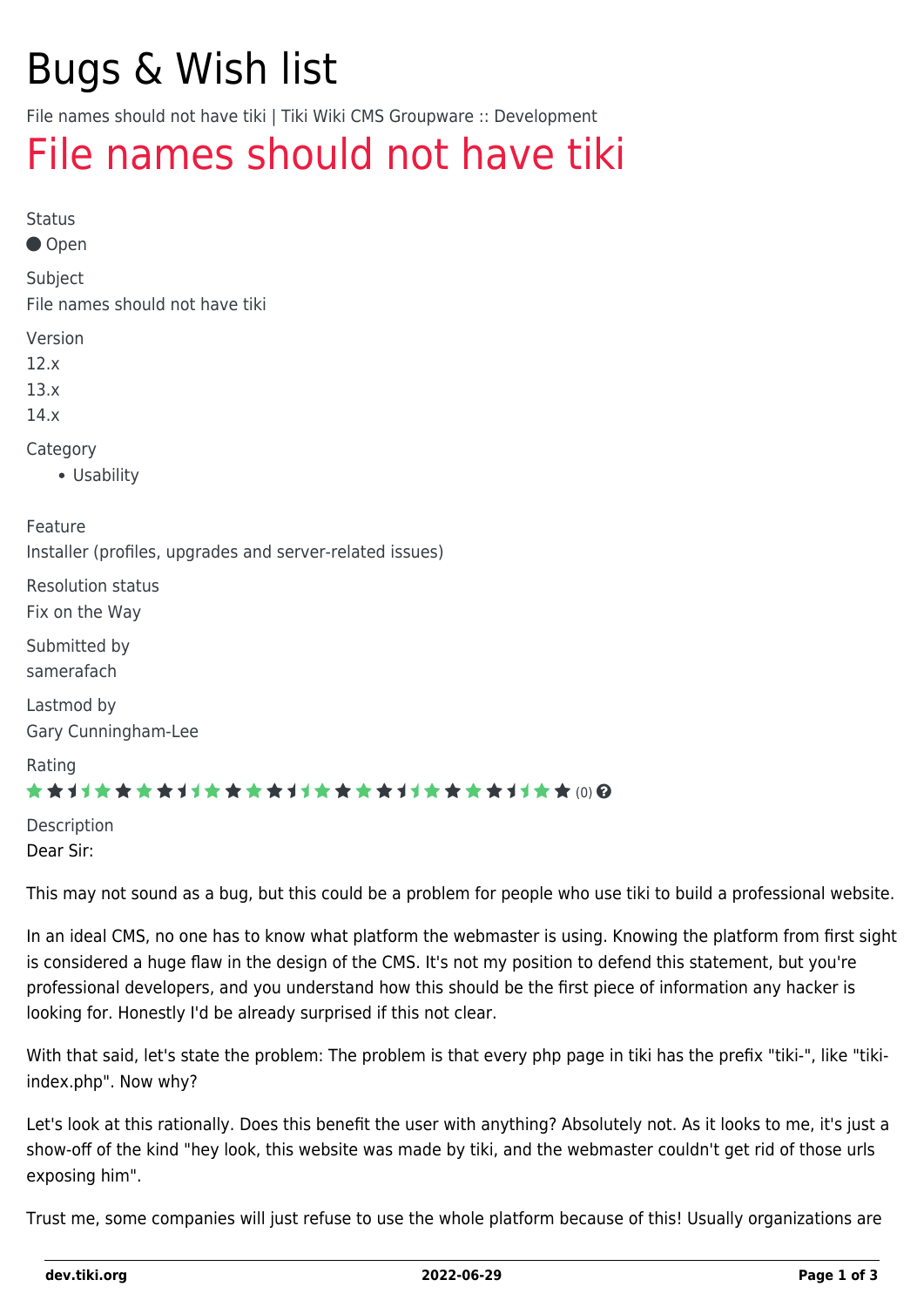# Bugs & Wish list

File names should not have tiki | Tiki Wiki CMS Groupware :: Development

## File names should not have tiki

Status
Open

Subject
File names should not have tiki

Version
12.x
13.x
14.x

Category
- Usability

Feature
Installer (profiles, upgrades and server-related issues)

Resolution status
Fix on the Way

Submitted by
samerafach

Lastmod by
Gary Cunningham-Lee

Rating
(0)

Description
Dear Sir:

This may not sound as a bug, but this could be a problem for people who use tiki to build a professional website.

In an ideal CMS, no one has to know what platform the webmaster is using. Knowing the platform from first sight is considered a huge flaw in the design of the CMS. It's not my position to defend this statement, but you're professional developers, and you understand how this should be the first piece of information any hacker is looking for. Honestly I'd be already surprised if this not clear.

With that said, let's state the problem: The problem is that every php page in tiki has the prefix "tiki-", like "tiki-index.php". Now why?

Let's look at this rationally. Does this benefit the user with anything? Absolutely not. As it looks to me, it's just a show-off of the kind "hey look, this website was made by tiki, and the webmaster couldn't get rid of those urls exposing him".

Trust me, some companies will just refuse to use the whole platform because of this! Usually organizations are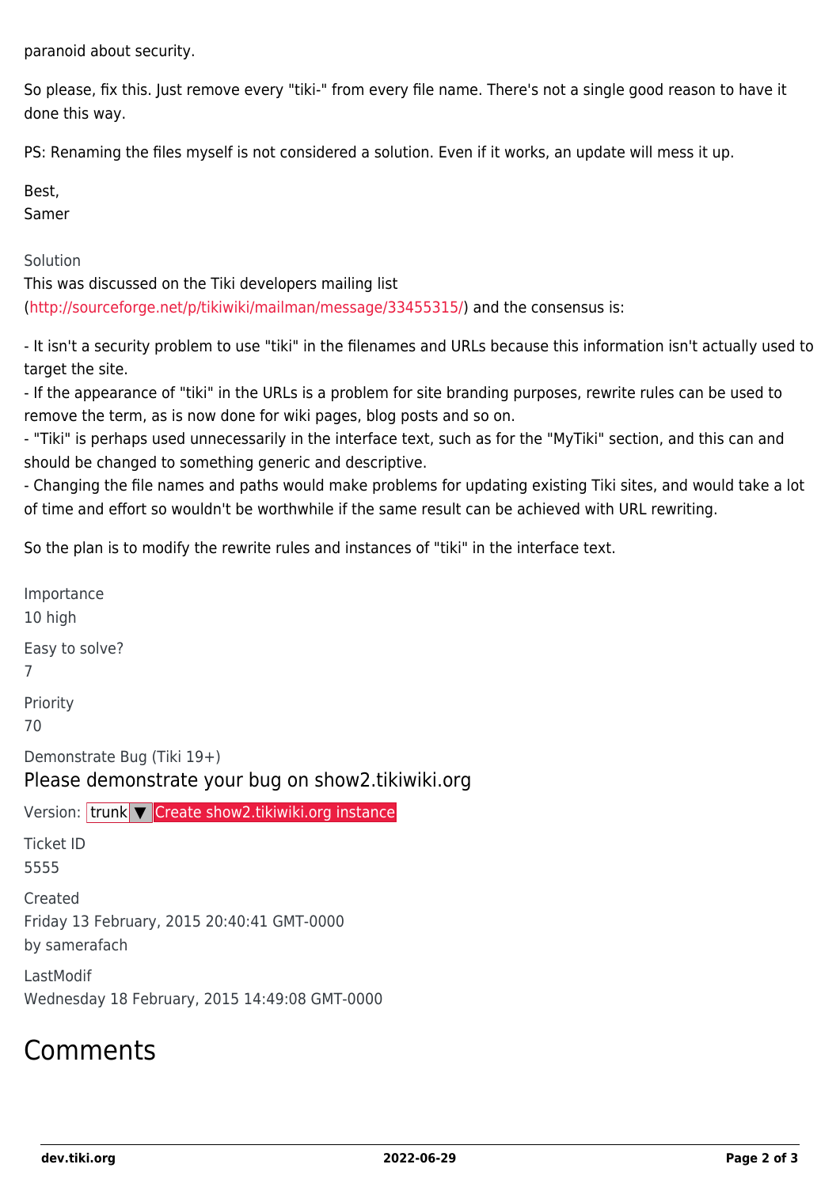paranoid about security.

So please, fix this. Just remove every "tiki-" from every file name. There's not a single good reason to have it done this way.

PS: Renaming the files myself is not considered a solution. Even if it works, an update will mess it up.

Best,
Samer

Solution

This was discussed on the Tiki developers mailing list (http://sourceforge.net/p/tikiwiki/mailman/message/33455315/) and the consensus is:

- It isn't a security problem to use "tiki" in the filenames and URLs because this information isn't actually used to target the site.
- If the appearance of "tiki" in the URLs is a problem for site branding purposes, rewrite rules can be used to remove the term, as is now done for wiki pages, blog posts and so on.
- "Tiki" is perhaps used unnecessarily in the interface text, such as for the "MyTiki" section, and this can and should be changed to something generic and descriptive.
- Changing the file names and paths would make problems for updating existing Tiki sites, and would take a lot of time and effort so wouldn't be worthwhile if the same result can be achieved with URL rewriting.

So the plan is to modify the rewrite rules and instances of "tiki" in the interface text.

Importance
10 high

Easy to solve?
7

Priority
70

Demonstrate Bug (Tiki 19+)

Please demonstrate your bug on show2.tikiwiki.org

Version: trunk ▼ Create show2.tikiwiki.org instance

Ticket ID
5555

Created
Friday 13 February, 2015 20:40:41 GMT-0000
by samerafach

LastModif
Wednesday 18 February, 2015 14:49:08 GMT-0000

# Comments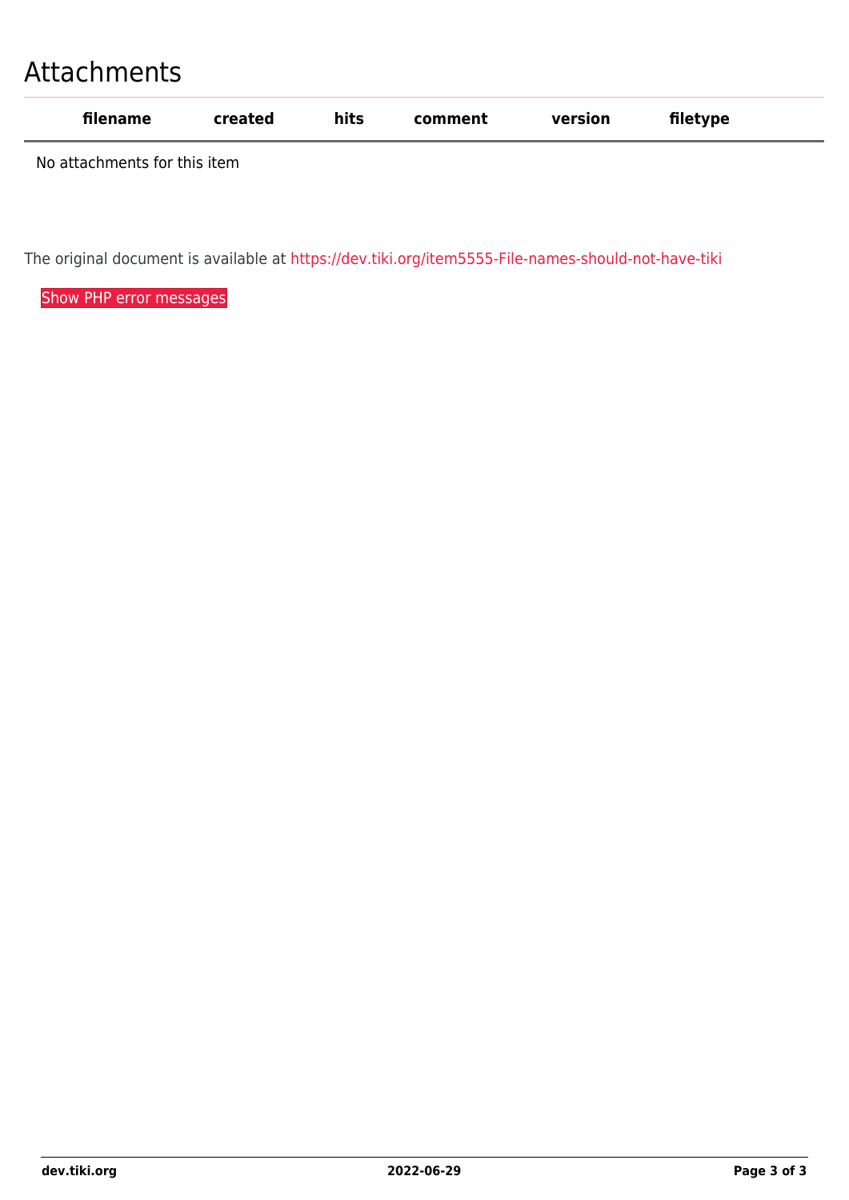# Attachments

| filename | created | hits | comment | version | filetype |
|---|---|---|---|---|---|

No attachments for this item

The original document is available at https://dev.tiki.org/item5555-File-names-should-not-have-tiki

Show PHP error messages